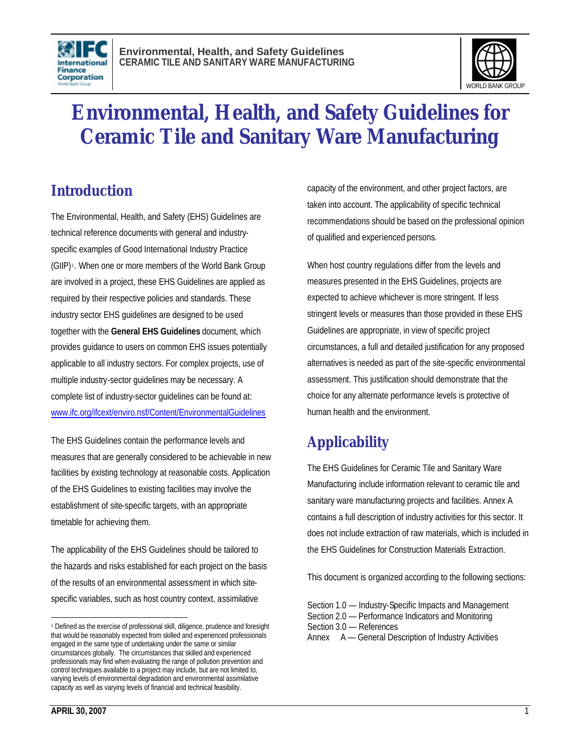# Environmental, Health, and Safety Guidelines for Ceramic Tile and Sanitary Ware Manufacturing

## Introduction

The Environmental, Health, and Safety (EHS) Guidelines are technical reference documents with general and industry-specific examples of Good International Industry Practice (GIIP)[1]. When one or more members of the World Bank Group are involved in a project, these EHS Guidelines are applied as required by their respective policies and standards. These industry sector EHS guidelines are designed to be used together with the **General EHS Guidelines** document, which provides guidance to users on common EHS issues potentially applicable to all industry sectors. For complex projects, use of multiple industry-sector guidelines may be necessary. A complete list of industry-sector guidelines can be found at: www.ifc.org/ifcext/enviro.nsf/Content/EnvironmentalGuidelines

The EHS Guidelines contain the performance levels and measures that are generally considered to be achievable in new facilities by existing technology at reasonable costs. Application of the EHS Guidelines to existing facilities may involve the establishment of site-specific targets, with an appropriate timetable for achieving them.

The applicability of the EHS Guidelines should be tailored to the hazards and risks established for each project on the basis of the results of an environmental assessment in which site-specific variables, such as host country context, assimilative capacity of the environment, and other project factors, are taken into account. The applicability of specific technical recommendations should be based on the professional opinion of qualified and experienced persons.

When host country regulations differ from the levels and measures presented in the EHS Guidelines, projects are expected to achieve whichever is more stringent. If less stringent levels or measures than those provided in these EHS Guidelines are appropriate, in view of specific project circumstances, a full and detailed justification for any proposed alternatives is needed as part of the site-specific environmental assessment. This justification should demonstrate that the choice for any alternate performance levels is protective of human health and the environment.

## Applicability

The EHS Guidelines for Ceramic Tile and Sanitary Ware Manufacturing include information relevant to ceramic tile and sanitary ware manufacturing projects and facilities. Annex A contains a full description of industry activities for this sector. It does not include extraction of raw materials, which is included in the EHS Guidelines for Construction Materials Extraction.

This document is organized according to the following sections:

Section 1.0 — Industry-Specific Impacts and Management
Section 2.0 — Performance Indicators and Monitoring
Section 3.0 — References
Annex A — General Description of Industry Activities

---

[1] Defined as the exercise of professional skill, diligence, prudence and foresight that would be reasonably expected from skilled and experienced professionals engaged in the same type of undertaking under the same or similar circumstances globally. The circumstances that skilled and experienced professionals may find when evaluating the range of pollution prevention and control techniques available to a project may include, but are not limited to, varying levels of environmental degradation and environmental assimilative capacity as well as varying levels of financial and technical feasibility.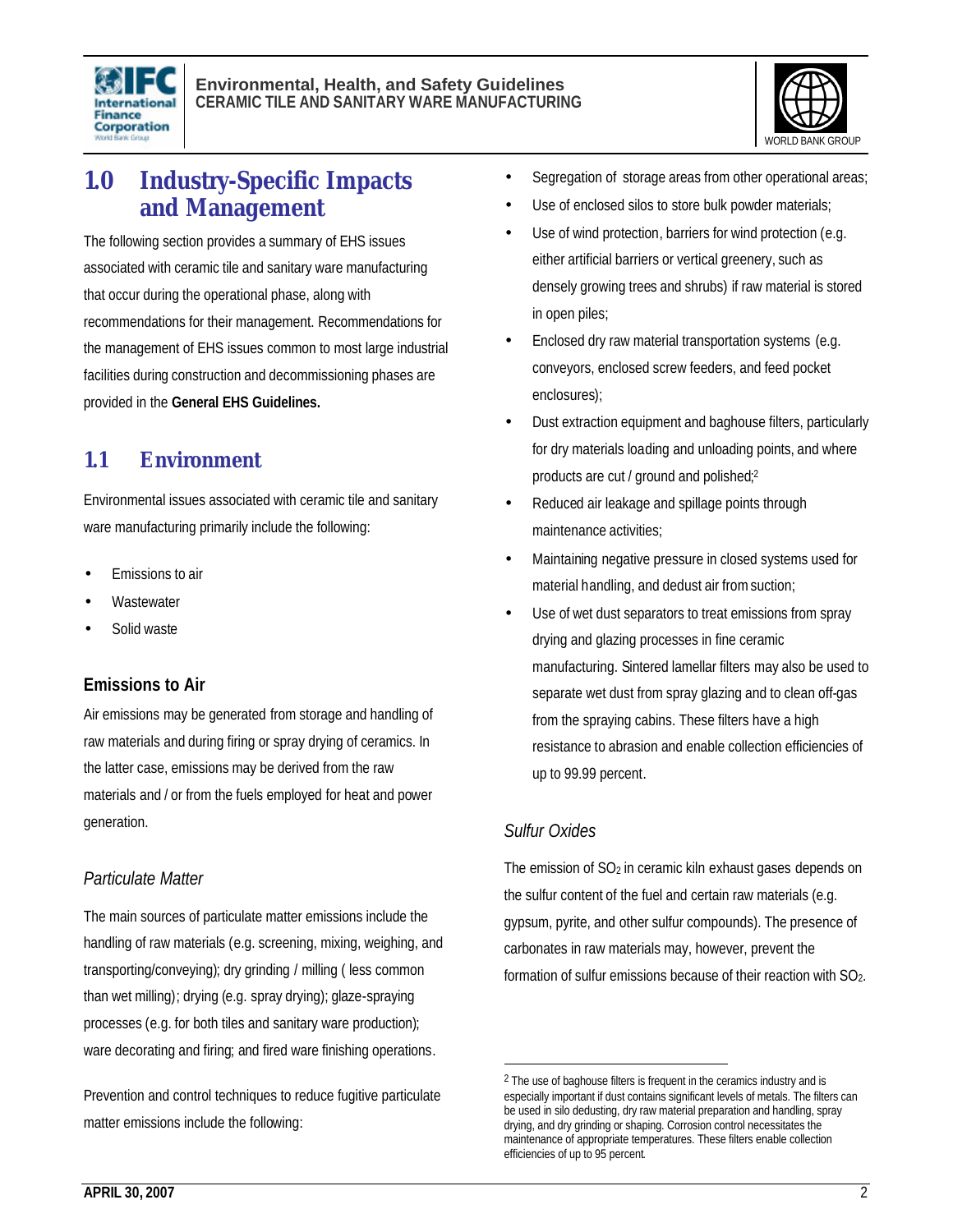# 1.0 Industry-Specific Impacts and Management

The following section provides a summary of EHS issues associated with ceramic tile and sanitary ware manufacturing that occur during the operational phase, along with recommendations for their management. Recommendations for the management of EHS issues common to most large industrial facilities during construction and decommissioning phases are provided in the **General EHS Guidelines.**

## 1.1 Environment

Environmental issues associated with ceramic tile and sanitary ware manufacturing primarily include the following:

- Emissions to air
- Wastewater
- Solid waste

### Emissions to Air

Air emissions may be generated from storage and handling of raw materials and during firing or spray drying of ceramics. In the latter case, emissions may be derived from the raw materials and / or from the fuels employed for heat and power generation.

#### *Particulate Matter*

The main sources of particulate matter emissions include the handling of raw materials (e.g. screening, mixing, weighing, and transporting/conveying); dry grinding / milling ( less common than wet milling); drying (e.g. spray drying); glaze-spraying processes (e.g. for both tiles and sanitary ware production); ware decorating and firing; and fired ware finishing operations.

Prevention and control techniques to reduce fugitive particulate matter emissions include the following:

- Segregation of storage areas from other operational areas;
- Use of enclosed silos to store bulk powder materials;
- Use of wind protection, barriers for wind protection (e.g. either artificial barriers or vertical greenery, such as densely growing trees and shrubs) if raw material is stored in open piles;
- Enclosed dry raw material transportation systems (e.g. conveyors, enclosed screw feeders, and feed pocket enclosures);
- Dust extraction equipment and baghouse filters, particularly for dry materials loading and unloading points, and where products are cut / ground and polished;[2]
- Reduced air leakage and spillage points through maintenance activities;
- Maintaining negative pressure in closed systems used for material handling, and dedust air from suction;
- Use of wet dust separators to treat emissions from spray drying and glazing processes in fine ceramic manufacturing. Sintered lamellar filters may also be used to separate wet dust from spray glazing and to clean off-gas from the spraying cabins. These filters have a high resistance to abrasion and enable collection efficiencies of up to 99.99 percent.

#### *Sulfur Oxides*

The emission of $SO_2$ in ceramic kiln exhaust gases depends on the sulfur content of the fuel and certain raw materials (e.g. gypsum, pyrite, and other sulfur compounds). The presence of carbonates in raw materials may, however, prevent the formation of sulfur emissions because of their reaction with $SO_2$.

---

[2] The use of baghouse filters is frequent in the ceramics industry and is especially important if dust contains significant levels of metals. The filters can be used in silo dedusting, dry raw material preparation and handling, spray drying, and dry grinding or shaping. Corrosion control necessitates the maintenance of appropriate temperatures. These filters enable collection efficiencies of up to 95 percent.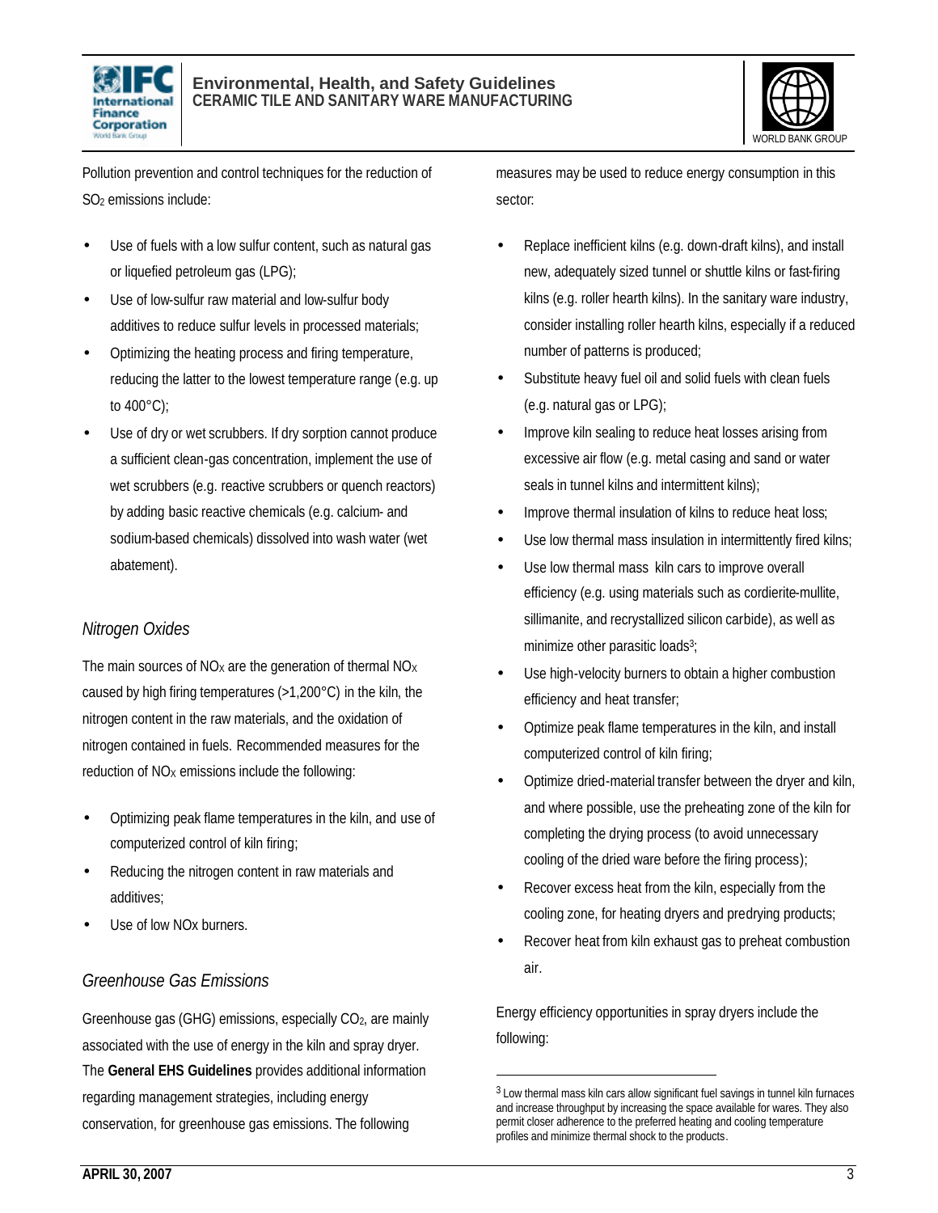Pollution prevention and control techniques for the reduction of $SO_2$ emissions include:

- Use of fuels with a low sulfur content, such as natural gas or liquefied petroleum gas (LPG);
- Use of low-sulfur raw material and low-sulfur body additives to reduce sulfur levels in processed materials;
- Optimizing the heating process and firing temperature, reducing the latter to the lowest temperature range (e.g. up to 400°C);
- Use of dry or wet scrubbers. If dry sorption cannot produce a sufficient clean-gas concentration, implement the use of wet scrubbers (e.g. reactive scrubbers or quench reactors) by adding basic reactive chemicals (e.g. calcium- and sodium-based chemicals) dissolved into wash water (wet abatement).

### *Nitrogen Oxides*

The main sources of $NO_X$ are the generation of thermal $NO_X$ caused by high firing temperatures (>1,200°C) in the kiln, the nitrogen content in the raw materials, and the oxidation of nitrogen contained in fuels. Recommended measures for the reduction of $NO_X$ emissions include the following:

- Optimizing peak flame temperatures in the kiln, and use of computerized control of kiln firing;
- Reducing the nitrogen content in raw materials and additives;
- Use of low NOx burners.

### *Greenhouse Gas Emissions*

Greenhouse gas (GHG) emissions, especially $CO_2$, are mainly associated with the use of energy in the kiln and spray dryer. The **General EHS Guidelines** provides additional information regarding management strategies, including energy conservation, for greenhouse gas emissions. The following measures may be used to reduce energy consumption in this sector:

- Replace inefficient kilns (e.g. down-draft kilns), and install new, adequately sized tunnel or shuttle kilns or fast-firing kilns (e.g. roller hearth kilns). In the sanitary ware industry, consider installing roller hearth kilns, especially if a reduced number of patterns is produced;
- Substitute heavy fuel oil and solid fuels with clean fuels (e.g. natural gas or LPG);
- Improve kiln sealing to reduce heat losses arising from excessive air flow (e.g. metal casing and sand or water seals in tunnel kilns and intermittent kilns);
- Improve thermal insulation of kilns to reduce heat loss;
- Use low thermal mass insulation in intermittently fired kilns;
- Use low thermal mass kiln cars to improve overall efficiency (e.g. using materials such as cordierite-mullite, sillimanite, and recrystallized silicon carbide), as well as minimize other parasitic loads[3];
- Use high-velocity burners to obtain a higher combustion efficiency and heat transfer;
- Optimize peak flame temperatures in the kiln, and install computerized control of kiln firing;
- Optimize dried-material transfer between the dryer and kiln, and where possible, use the preheating zone of the kiln for completing the drying process (to avoid unnecessary cooling of the dried ware before the firing process);
- Recover excess heat from the kiln, especially from the cooling zone, for heating dryers and predrying products;
- Recover heat from kiln exhaust gas to preheat combustion air.

Energy efficiency opportunities in spray dryers include the following:

[3] Low thermal mass kiln cars allow significant fuel savings in tunnel kiln furnaces and increase throughput by increasing the space available for wares. They also permit closer adherence to the preferred heating and cooling temperature profiles and minimize thermal shock to the products.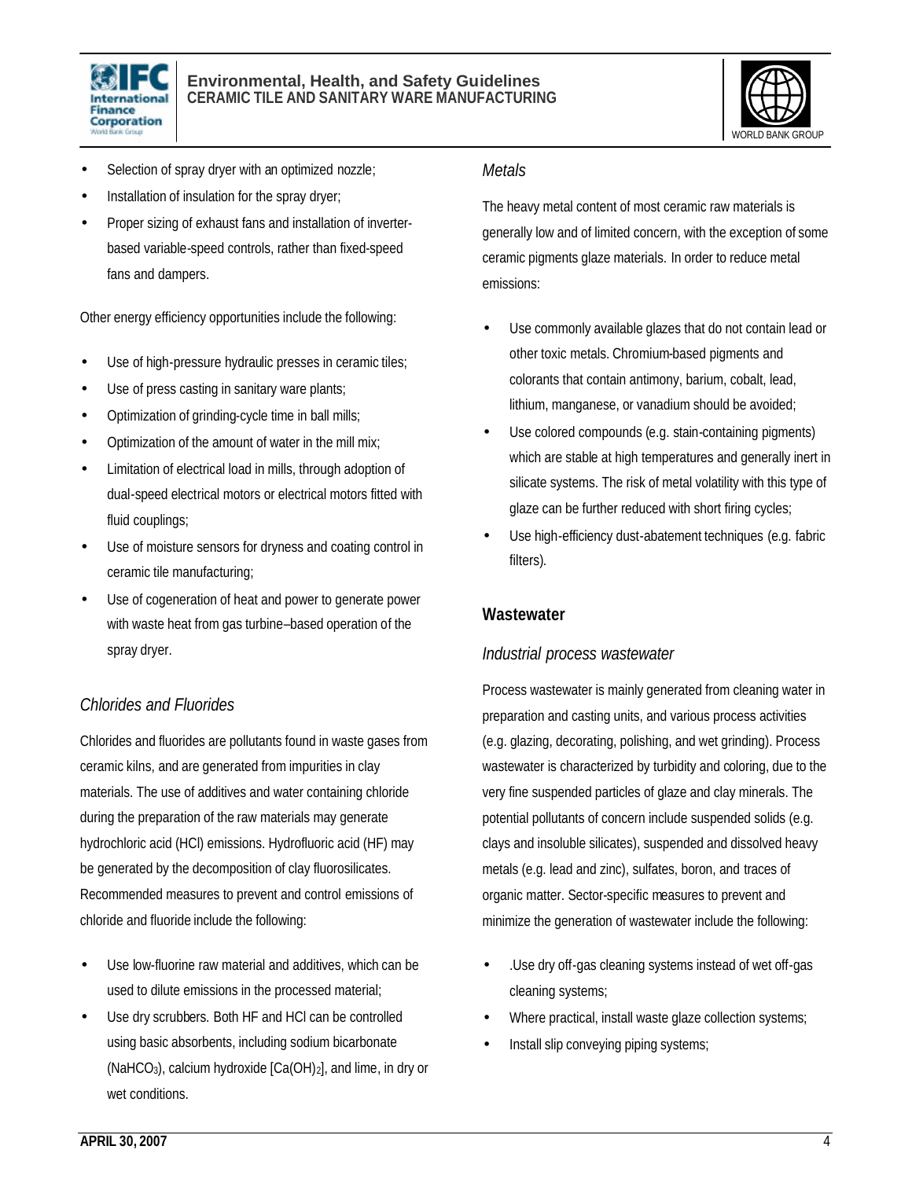- Selection of spray dryer with an optimized nozzle;
- Installation of insulation for the spray dryer;
- Proper sizing of exhaust fans and installation of inverter-based variable-speed controls, rather than fixed-speed fans and dampers.

Other energy efficiency opportunities include the following:

- Use of high-pressure hydraulic presses in ceramic tiles;
- Use of press casting in sanitary ware plants;
- Optimization of grinding-cycle time in ball mills;
- Optimization of the amount of water in the mill mix;
- Limitation of electrical load in mills, through adoption of dual-speed electrical motors or electrical motors fitted with fluid couplings;
- Use of moisture sensors for dryness and coating control in ceramic tile manufacturing;
- Use of cogeneration of heat and power to generate power with waste heat from gas turbine–based operation of the spray dryer.

### *Chlorides and Fluorides*

Chlorides and fluorides are pollutants found in waste gases from ceramic kilns, and are generated from impurities in clay materials. The use of additives and water containing chloride during the preparation of the raw materials may generate hydrochloric acid (HCl) emissions. Hydrofluoric acid (HF) may be generated by the decomposition of clay fluorosilicates. Recommended measures to prevent and control emissions of chloride and fluoride include the following:

- Use low-fluorine raw material and additives, which can be used to dilute emissions in the processed material;
- Use dry scrubbers. Both HF and HCl can be controlled using basic absorbents, including sodium bicarbonate ($NaHCO_3$), calcium hydroxide [$Ca(OH)_2$], and lime, in dry or wet conditions.

### *Metals*

The heavy metal content of most ceramic raw materials is generally low and of limited concern, with the exception of some ceramic pigments glaze materials. In order to reduce metal emissions:

- Use commonly available glazes that do not contain lead or other toxic metals. Chromium-based pigments and colorants that contain antimony, barium, cobalt, lead, lithium, manganese, or vanadium should be avoided;
- Use colored compounds (e.g. stain-containing pigments) which are stable at high temperatures and generally inert in silicate systems. The risk of metal volatility with this type of glaze can be further reduced with short firing cycles;
- Use high-efficiency dust-abatement techniques (e.g. fabric filters).

## Wastewater

### *Industrial process wastewater*

Process wastewater is mainly generated from cleaning water in preparation and casting units, and various process activities (e.g. glazing, decorating, polishing, and wet grinding). Process wastewater is characterized by turbidity and coloring, due to the very fine suspended particles of glaze and clay minerals. The potential pollutants of concern include suspended solids (e.g. clays and insoluble silicates), suspended and dissolved heavy metals (e.g. lead and zinc), sulfates, boron, and traces of organic matter. Sector-specific measures to prevent and minimize the generation of wastewater include the following:

- .Use dry off-gas cleaning systems instead of wet off-gas cleaning systems;
- Where practical, install waste glaze collection systems;
- Install slip conveying piping systems;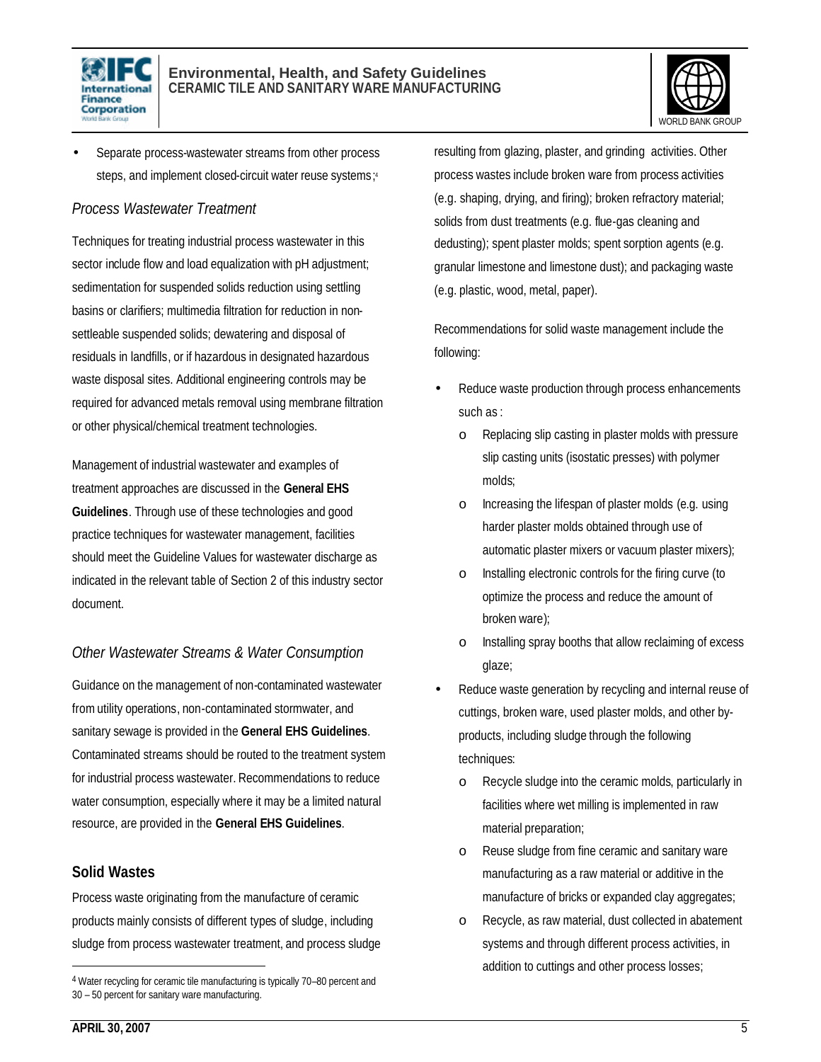- Separate process-wastewater streams from other process steps, and implement closed-circuit water reuse systems;[4]

*Process Wastewater Treatment*

Techniques for treating industrial process wastewater in this sector include flow and load equalization with pH adjustment; sedimentation for suspended solids reduction using settling basins or clarifiers; multimedia filtration for reduction in non-settleable suspended solids; dewatering and disposal of residuals in landfills, or if hazardous in designated hazardous waste disposal sites. Additional engineering controls may be required for advanced metals removal using membrane filtration or other physical/chemical treatment technologies.

Management of industrial wastewater and examples of treatment approaches are discussed in the **General EHS Guidelines**. Through use of these technologies and good practice techniques for wastewater management, facilities should meet the Guideline Values for wastewater discharge as indicated in the relevant table of Section 2 of this industry sector document.

*Other Wastewater Streams & Water Consumption*

Guidance on the management of non-contaminated wastewater from utility operations, non-contaminated stormwater, and sanitary sewage is provided in the **General EHS Guidelines**. Contaminated streams should be routed to the treatment system for industrial process wastewater. Recommendations to reduce water consumption, especially where it may be a limited natural resource, are provided in the **General EHS Guidelines**.

### Solid Wastes

Process waste originating from the manufacture of ceramic products mainly consists of different types of sludge, including sludge from process wastewater treatment, and process sludge resulting from glazing, plaster, and grinding activities. Other process wastes include broken ware from process activities (e.g. shaping, drying, and firing); broken refractory material; solids from dust treatments (e.g. flue-gas cleaning and dedusting); spent plaster molds; spent sorption agents (e.g. granular limestone and limestone dust); and packaging waste (e.g. plastic, wood, metal, paper).

Recommendations for solid waste management include the following:

- Reduce waste production through process enhancements such as:
  - Replacing slip casting in plaster molds with pressure slip casting units (isostatic presses) with polymer molds;
  - Increasing the lifespan of plaster molds (e.g. using harder plaster molds obtained through use of automatic plaster mixers or vacuum plaster mixers);
  - Installing electronic controls for the firing curve (to optimize the process and reduce the amount of broken ware);
  - Installing spray booths that allow reclaiming of excess glaze;
- Reduce waste generation by recycling and internal reuse of cuttings, broken ware, used plaster molds, and other by-products, including sludge through the following techniques:
  - Recycle sludge into the ceramic molds, particularly in facilities where wet milling is implemented in raw material preparation;
  - Reuse sludge from fine ceramic and sanitary ware manufacturing as a raw material or additive in the manufacture of bricks or expanded clay aggregates;
  - Recycle, as raw material, dust collected in abatement systems and through different process activities, in addition to cuttings and other process losses;

[4] Water recycling for ceramic tile manufacturing is typically 70–80 percent and 30 – 50 percent for sanitary ware manufacturing.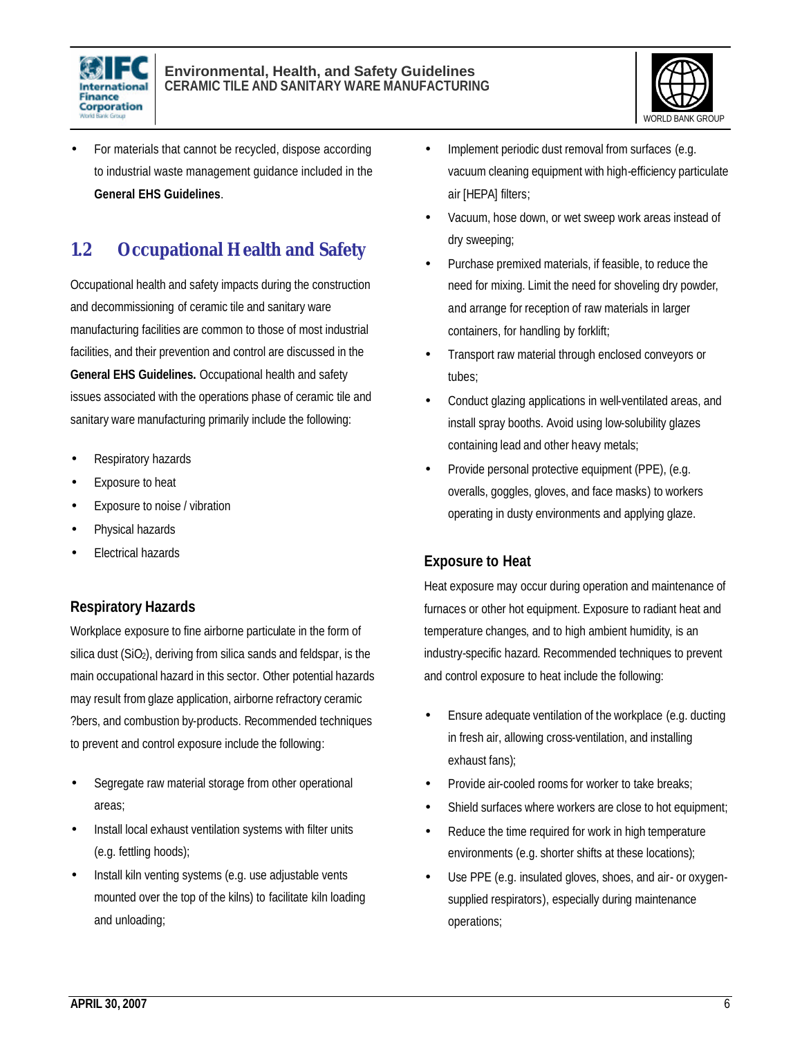- For materials that cannot be recycled, dispose according to industrial waste management guidance included in the **General EHS Guidelines**.

## 1.2 Occupational Health and Safety

Occupational health and safety impacts during the construction and decommissioning of ceramic tile and sanitary ware manufacturing facilities are common to those of most industrial facilities, and their prevention and control are discussed in the **General EHS Guidelines.** Occupational health and safety issues associated with the operations phase of ceramic tile and sanitary ware manufacturing primarily include the following:

- Respiratory hazards
- Exposure to heat
- Exposure to noise / vibration
- Physical hazards
- Electrical hazards

### Respiratory Hazards

Workplace exposure to fine airborne particulate in the form of silica dust ($SiO_2$), deriving from silica sands and feldspar, is the main occupational hazard in this sector. Other potential hazards may result from glaze application, airborne refractory ceramic ?bers, and combustion by-products. Recommended techniques to prevent and control exposure include the following:

- Segregate raw material storage from other operational areas;
- Install local exhaust ventilation systems with filter units (e.g. fettling hoods);
- Install kiln venting systems (e.g. use adjustable vents mounted over the top of the kilns) to facilitate kiln loading and unloading;
- Implement periodic dust removal from surfaces (e.g. vacuum cleaning equipment with high-efficiency particulate air [HEPA] filters;
- Vacuum, hose down, or wet sweep work areas instead of dry sweeping;
- Purchase premixed materials, if feasible, to reduce the need for mixing. Limit the need for shoveling dry powder, and arrange for reception of raw materials in larger containers, for handling by forklift;
- Transport raw material through enclosed conveyors or tubes;
- Conduct glazing applications in well-ventilated areas, and install spray booths. Avoid using low-solubility glazes containing lead and other heavy metals;
- Provide personal protective equipment (PPE), (e.g. overalls, goggles, gloves, and face masks) to workers operating in dusty environments and applying glaze.

### Exposure to Heat

Heat exposure may occur during operation and maintenance of furnaces or other hot equipment. Exposure to radiant heat and temperature changes, and to high ambient humidity, is an industry-specific hazard. Recommended techniques to prevent and control exposure to heat include the following:

- Ensure adequate ventilation of the workplace (e.g. ducting in fresh air, allowing cross-ventilation, and installing exhaust fans);
- Provide air-cooled rooms for worker to take breaks;
- Shield surfaces where workers are close to hot equipment;
- Reduce the time required for work in high temperature environments (e.g. shorter shifts at these locations);
- Use PPE (e.g. insulated gloves, shoes, and air- or oxygen-supplied respirators), especially during maintenance operations;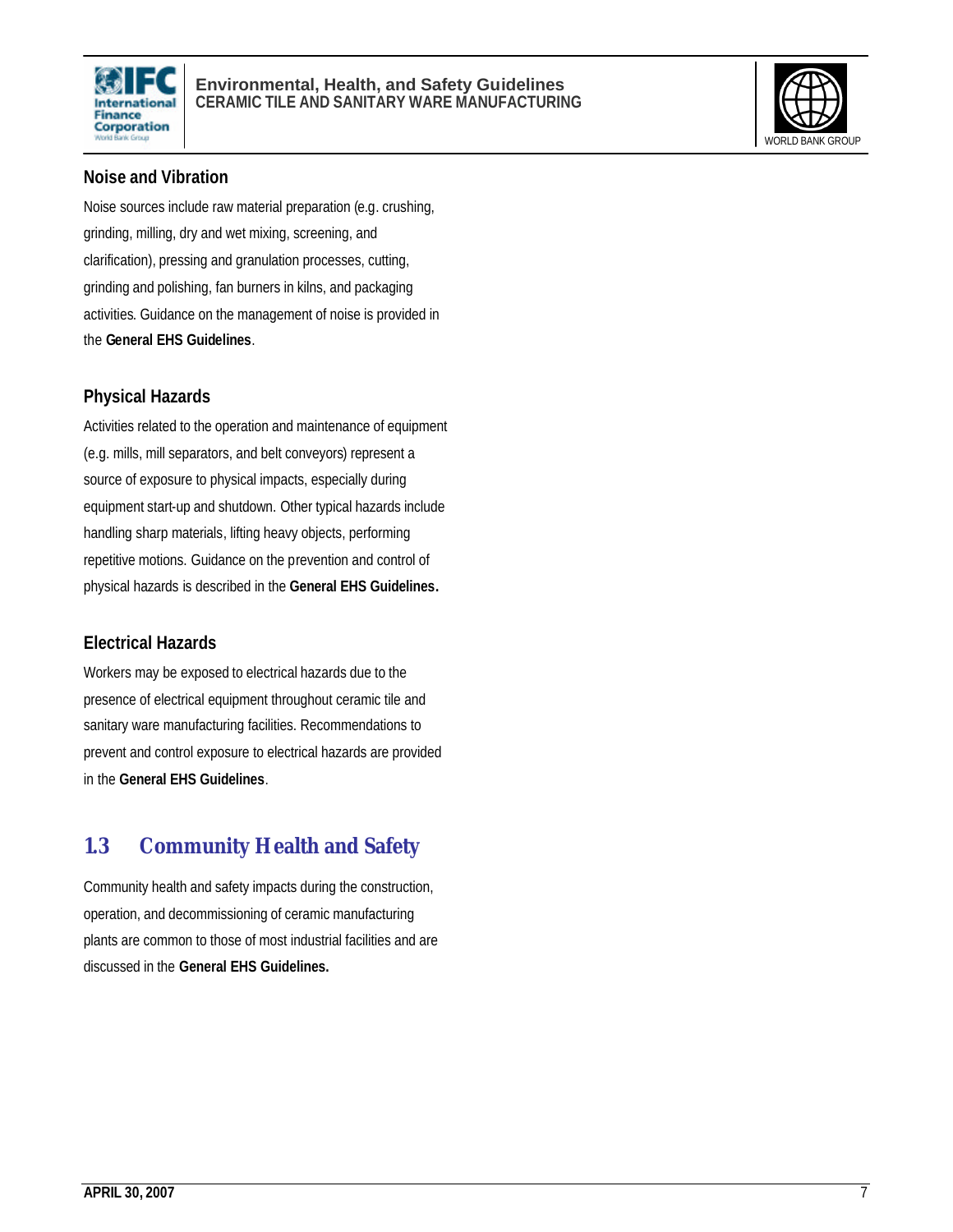### Noise and Vibration

Noise sources include raw material preparation (e.g. crushing, grinding, milling, dry and wet mixing, screening, and clarification), pressing and granulation processes, cutting, grinding and polishing, fan burners in kilns, and packaging activities. Guidance on the management of noise is provided in the **General EHS Guidelines**.

### Physical Hazards

Activities related to the operation and maintenance of equipment (e.g. mills, mill separators, and belt conveyors) represent a source of exposure to physical impacts, especially during equipment start-up and shutdown. Other typical hazards include handling sharp materials, lifting heavy objects, performing repetitive motions. Guidance on the prevention and control of physical hazards is described in the **General EHS Guidelines.**

### Electrical Hazards

Workers may be exposed to electrical hazards due to the presence of electrical equipment throughout ceramic tile and sanitary ware manufacturing facilities. Recommendations to prevent and control exposure to electrical hazards are provided in the **General EHS Guidelines**.

## 1.3 Community Health and Safety

Community health and safety impacts during the construction, operation, and decommissioning of ceramic manufacturing plants are common to those of most industrial facilities and are discussed in the **General EHS Guidelines.**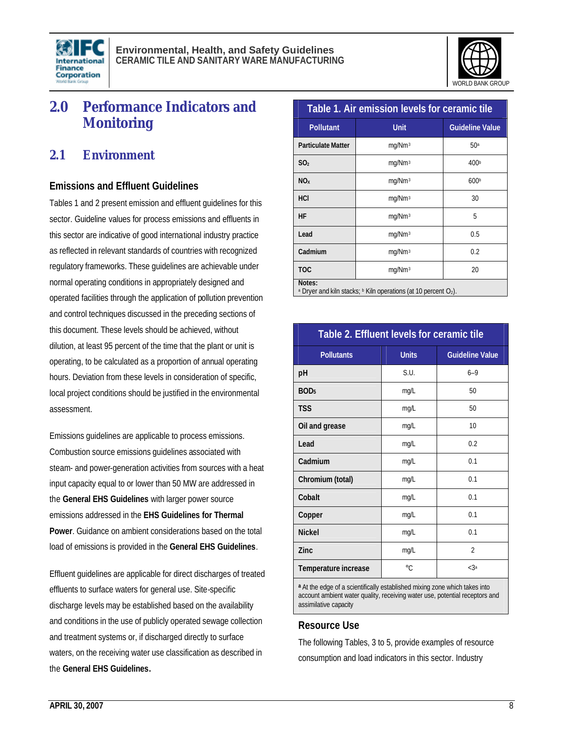# 2.0 Performance Indicators and Monitoring

## 2.1 Environment

### Emissions and Effluent Guidelines

Tables 1 and 2 present emission and effluent guidelines for this sector. Guideline values for process emissions and effluents in this sector are indicative of good international industry practice as reflected in relevant standards of countries with recognized regulatory frameworks. These guidelines are achievable under normal operating conditions in appropriately designed and operated facilities through the application of pollution prevention and control techniques discussed in the preceding sections of this document. These levels should be achieved, without dilution, at least 95 percent of the time that the plant or unit is operating, to be calculated as a proportion of annual operating hours. Deviation from these levels in consideration of specific, local project conditions should be justified in the environmental assessment.

Emissions guidelines are applicable to process emissions. Combustion source emissions guidelines associated with steam- and power-generation activities from sources with a heat input capacity equal to or lower than 50 MW are addressed in the **General EHS Guidelines** with larger power source emissions addressed in the **EHS Guidelines for Thermal Power**. Guidance on ambient considerations based on the total load of emissions is provided in the **General EHS Guidelines**.

Effluent guidelines are applicable for direct discharges of treated effluents to surface waters for general use. Site-specific discharge levels may be established based on the availability and conditions in the use of publicly operated sewage collection and treatment systems or, if discharged directly to surface waters, on the receiving water use classification as described in the **General EHS Guidelines.**

**Table 1. Air emission levels for ceramic tile**

| Pollutant | Unit | Guideline Value |
|---|---|---|
| Particulate Matter | $mg/Nm^3$ | 50[a] |
| $SO_2$ | $mg/Nm^3$ | 400[b] |
| $NO_X$ | $mg/Nm^3$ | 600[b] |
| HCl | $mg/Nm^3$ | 30 |
| HF | $mg/Nm^3$ | 5 |
| Lead | $mg/Nm^3$ | 0.5 |
| Cadmium | $mg/Nm^3$ | 0.2 |
| TOC | $mg/Nm^3$ | 20 |

Notes:
[a] Dryer and kiln stacks; [b] Kiln operations (at 10 percent $O_2$).

**Table 2. Effluent levels for ceramic tile**

| Pollutants | Units | Guideline Value |
|---|---|---|
| pH | S.U. | 6–9 |
| $BOD_5$ | mg/L | 50 |
| TSS | mg/L | 50 |
| Oil and grease | mg/L | 10 |
| Lead | mg/L | 0.2 |
| Cadmium | mg/L | 0.1 |
| Chromium (total) | mg/L | 0.1 |
| Cobalt | mg/L | 0.1 |
| Copper | mg/L | 0.1 |
| Nickel | mg/L | 0.1 |
| Zinc | mg/L | 2 |
| Temperature increase | °C | <3[a] |

[a] At the edge of a scientifically established mixing zone which takes into account ambient water quality, receiving water use, potential receptors and assimilative capacity

### Resource Use

The following Tables, 3 to 5, provide examples of resource consumption and load indicators in this sector. Industry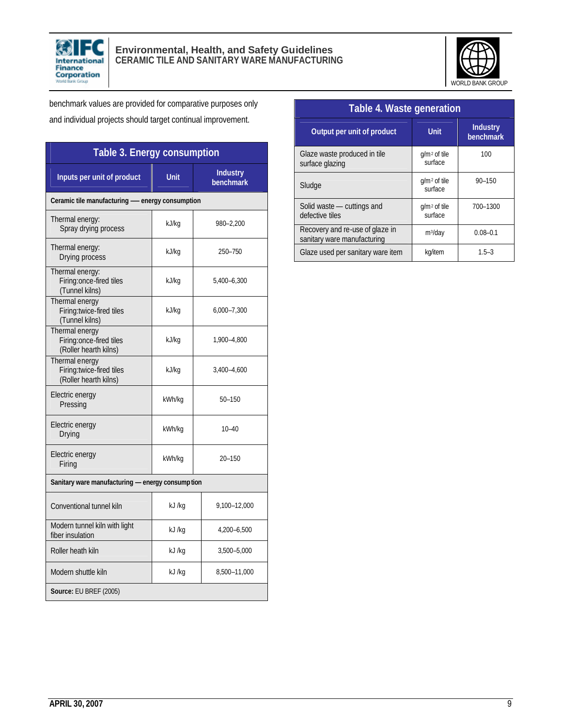benchmark values are provided for comparative purposes only and individual projects should target continual improvement.

**Table 3. Energy consumption**

| Inputs per unit of product | Unit | Industry benchmark |
|---|---|---|
| **Ceramic tile manufacturing — energy consumption** | | |
| Thermal energy: Spray drying process | kJ/kg | 980–2,200 |
| Thermal energy: Drying process | kJ/kg | 250–750 |
| Thermal energy: Firing:once-fired tiles (Tunnel kilns) | kJ/kg | 5,400–6,300 |
| Thermal energy Firing:twice-fired tiles (Tunnel kilns) | kJ/kg | 6,000–7,300 |
| Thermal energy Firing:once-fired tiles (Roller hearth kilns) | kJ/kg | 1,900–4,800 |
| Thermal energy Firing:twice-fired tiles (Roller hearth kilns) | kJ/kg | 3,400–4,600 |
| Electric energy Pressing | kWh/kg | 50–150 |
| Electric energy Drying | kWh/kg | 10–40 |
| Electric energy Firing | kWh/kg | 20–150 |
| **Sanitary ware manufacturing — energy consumption** | | |
| Conventional tunnel kiln | kJ /kg | 9,100–12,000 |
| Modern tunnel kiln with light fiber insulation | kJ /kg | 4,200–6,500 |
| Roller heath kiln | kJ /kg | 3,500–5,000 |
| Modern shuttle kiln | kJ /kg | 8,500–11,000 |
| **Source:** EU BREF (2005) | | |

**Table 4. Waste generation**

| Output per unit of product | Unit | Industry benchmark |
|---|---|---|
| Glaze waste produced in tile surface glazing | g/m$^2$ of tile surface | 100 |
| Sludge | g/m$^2$ of tile surface | 90–150 |
| Solid waste — cuttings and defective tiles | g/m$^2$ of tile surface | 700–1300 |
| Recovery and re-use of glaze in sanitary ware manufacturing | m$^3$/day | 0.08–0.1 |
| Glaze used per sanitary ware item | kg/item | 1.5–3 |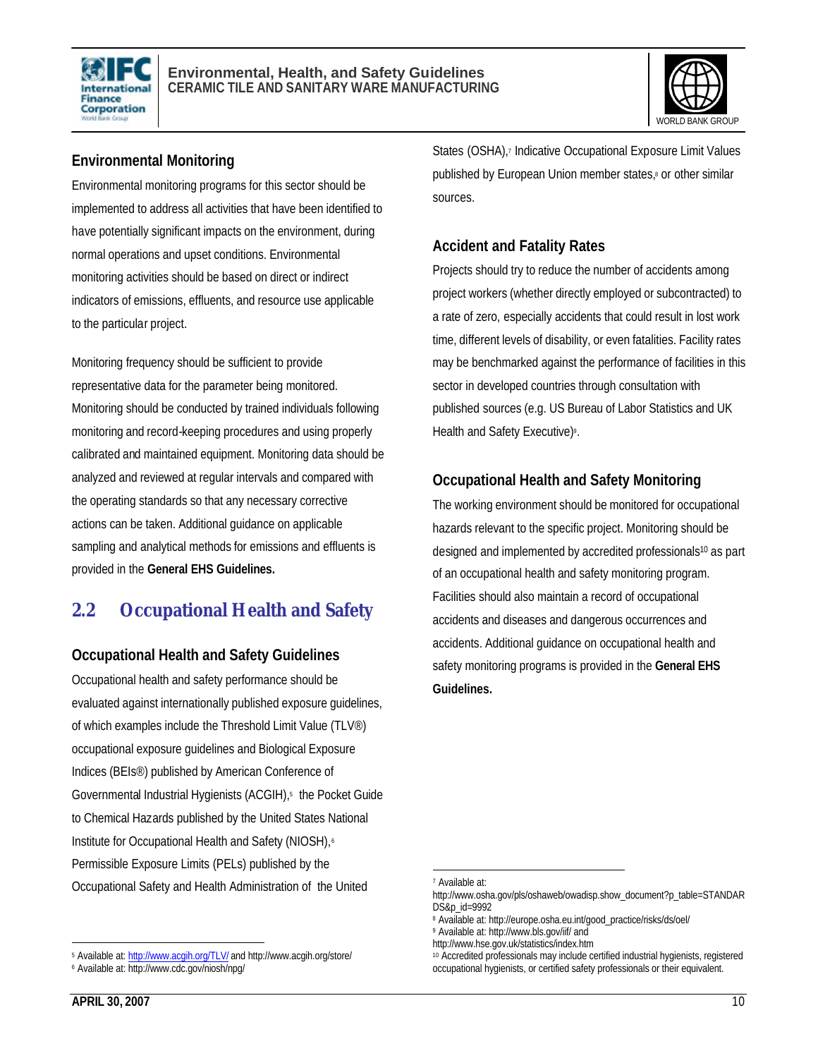### Environmental Monitoring

Environmental monitoring programs for this sector should be implemented to address all activities that have been identified to have potentially significant impacts on the environment, during normal operations and upset conditions. Environmental monitoring activities should be based on direct or indirect indicators of emissions, effluents, and resource use applicable to the particular project.

Monitoring frequency should be sufficient to provide representative data for the parameter being monitored. Monitoring should be conducted by trained individuals following monitoring and record-keeping procedures and using properly calibrated and maintained equipment. Monitoring data should be analyzed and reviewed at regular intervals and compared with the operating standards so that any necessary corrective actions can be taken. Additional guidance on applicable sampling and analytical methods for emissions and effluents is provided in the **General EHS Guidelines.**

## 2.2 Occupational Health and Safety

### Occupational Health and Safety Guidelines

Occupational health and safety performance should be evaluated against internationally published exposure guidelines, of which examples include the Threshold Limit Value (TLV®) occupational exposure guidelines and Biological Exposure Indices (BEIs®) published by American Conference of Governmental Industrial Hygienists (ACGIH),[5] the Pocket Guide to Chemical Hazards published by the United States National Institute for Occupational Health and Safety (NIOSH),[6] Permissible Exposure Limits (PELs) published by the Occupational Safety and Health Administration of the United States (OSHA),[7] Indicative Occupational Exposure Limit Values published by European Union member states,[8] or other similar sources.

### Accident and Fatality Rates

Projects should try to reduce the number of accidents among project workers (whether directly employed or subcontracted) to a rate of zero, especially accidents that could result in lost work time, different levels of disability, or even fatalities. Facility rates may be benchmarked against the performance of facilities in this sector in developed countries through consultation with published sources (e.g. US Bureau of Labor Statistics and UK Health and Safety Executive)[9].

### Occupational Health and Safety Monitoring

The working environment should be monitored for occupational hazards relevant to the specific project. Monitoring should be designed and implemented by accredited professionals[10] as part of an occupational health and safety monitoring program. Facilities should also maintain a record of occupational accidents and diseases and dangerous occurrences and accidents. Additional guidance on occupational health and safety monitoring programs is provided in the **General EHS Guidelines.**

---

[5] Available at: http://www.acgih.org/TLV/ and http://www.acgih.org/store/

[6] Available at: http://www.cdc.gov/niosh/npg/

[7] Available at: http://www.osha.gov/pls/oshaweb/owadisp.show_document?p_table=STANDARDS&p_id=9992

[8] Available at: http://europe.osha.eu.int/good_practice/risks/ds/oel/

[9] Available at: http://www.bls.gov/iif/ and http://www.hse.gov.uk/statistics/index.htm

[10] Accredited professionals may include certified industrial hygienists, registered occupational hygienists, or certified safety professionals or their equivalent.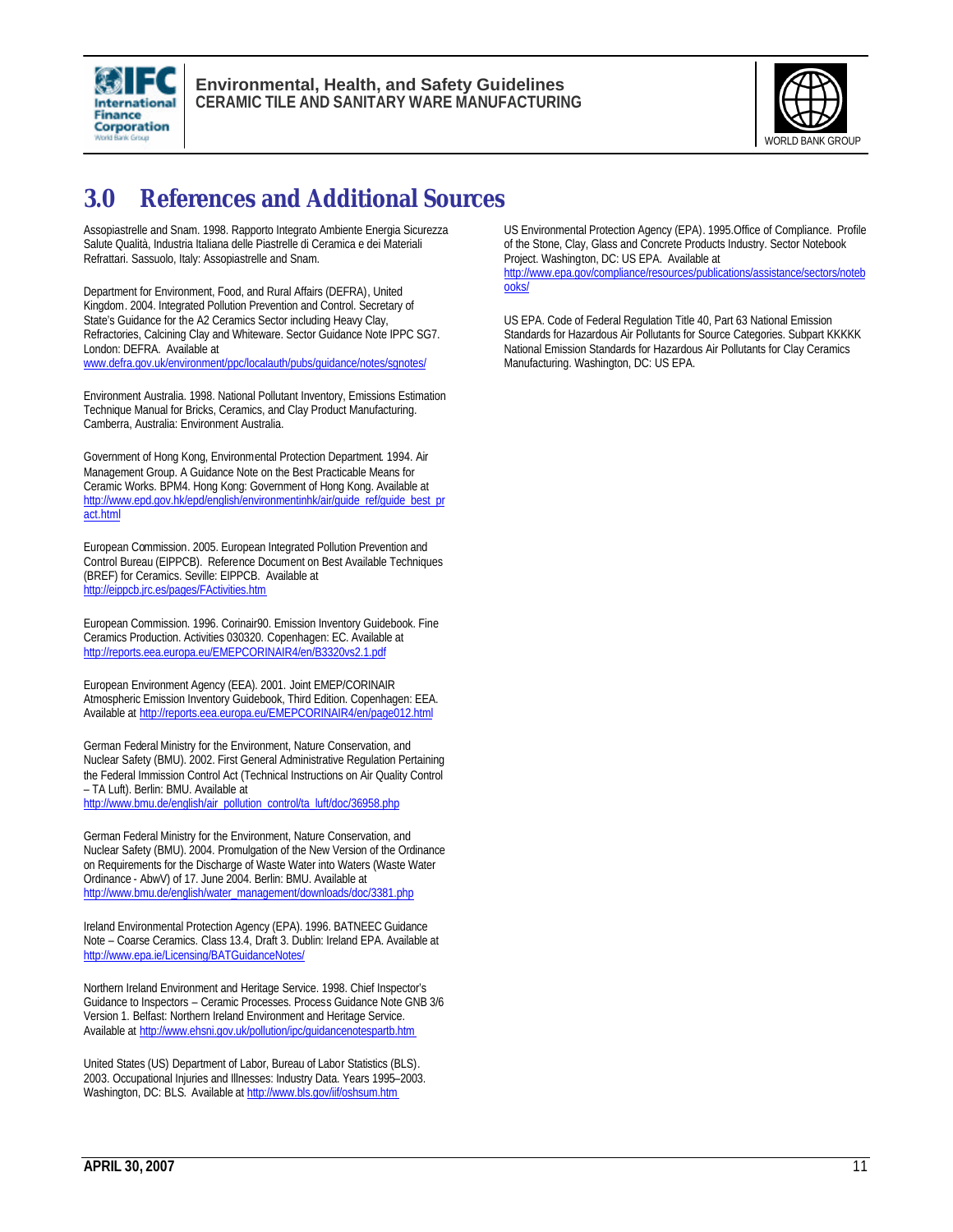# 3.0 References and Additional Sources

Assopiastrelle and Snam. 1998. Rapporto Integrato Ambiente Energia Sicurezza Salute Qualità, Industria Italiana delle Piastrelle di Ceramica e dei Materiali Refrattari. Sassuolo, Italy: Assopiastrelle and Snam.

Department for Environment, Food, and Rural Affairs (DEFRA), United Kingdom. 2004. Integrated Pollution Prevention and Control. Secretary of State's Guidance for the A2 Ceramics Sector including Heavy Clay, Refractories, Calcining Clay and Whiteware. Sector Guidance Note IPPC SG7. London: DEFRA. Available at www.defra.gov.uk/environment/ppc/localauth/pubs/guidance/notes/sgnotes/

Environment Australia. 1998. National Pollutant Inventory, Emissions Estimation Technique Manual for Bricks, Ceramics, and Clay Product Manufacturing. Camberra, Australia: Environment Australia.

Government of Hong Kong, Environmental Protection Department. 1994. Air Management Group. A Guidance Note on the Best Practicable Means for Ceramic Works. BPM4. Hong Kong: Government of Hong Kong. Available at http://www.epd.gov.hk/epd/english/environmentinhk/air/guide_ref/guide_best_pract.html

European Commission. 2005. European Integrated Pollution Prevention and Control Bureau (EIPPCB). Reference Document on Best Available Techniques (BREF) for Ceramics. Seville: EIPPCB. Available at http://eippcb.jrc.es/pages/FActivities.htm

European Commission. 1996. Corinair90. Emission Inventory Guidebook. Fine Ceramics Production. Activities 030320. Copenhagen: EC. Available at http://reports.eea.europa.eu/EMEPCORINAIR4/en/B3320vs2.1.pdf

European Environment Agency (EEA). 2001. Joint EMEP/CORINAIR Atmospheric Emission Inventory Guidebook, Third Edition. Copenhagen: EEA. Available at http://reports.eea.europa.eu/EMEPCORINAIR4/en/page012.html

German Federal Ministry for the Environment, Nature Conservation, and Nuclear Safety (BMU). 2002. First General Administrative Regulation Pertaining the Federal Immission Control Act (Technical Instructions on Air Quality Control – TA Luft). Berlin: BMU. Available at http://www.bmu.de/english/air_pollution_control/ta_luft/doc/36958.php

German Federal Ministry for the Environment, Nature Conservation, and Nuclear Safety (BMU). 2004. Promulgation of the New Version of the Ordinance on Requirements for the Discharge of Waste Water into Waters (Waste Water Ordinance - AbwV) of 17. June 2004. Berlin: BMU. Available at http://www.bmu.de/english/water_management/downloads/doc/3381.php

Ireland Environmental Protection Agency (EPA). 1996. BATNEEC Guidance Note – Coarse Ceramics. Class 13.4, Draft 3. Dublin: Ireland EPA. Available at http://www.epa.ie/Licensing/BATGuidanceNotes/

Northern Ireland Environment and Heritage Service. 1998. Chief Inspector's Guidance to Inspectors – Ceramic Processes. Process Guidance Note GNB 3/6 Version 1. Belfast: Northern Ireland Environment and Heritage Service. Available at http://www.ehsni.gov.uk/pollution/ipc/guidancenotespartb.htm

United States (US) Department of Labor, Bureau of Labor Statistics (BLS). 2003. Occupational Injuries and Illnesses: Industry Data. Years 1995–2003. Washington, DC: BLS. Available at http://www.bls.gov/iif/oshsum.htm

US Environmental Protection Agency (EPA). 1995.Office of Compliance. Profile of the Stone, Clay, Glass and Concrete Products Industry. Sector Notebook Project. Washington, DC: US EPA. Available at http://www.epa.gov/compliance/resources/publications/assistance/sectors/notebooks/

US EPA. Code of Federal Regulation Title 40, Part 63 National Emission Standards for Hazardous Air Pollutants for Source Categories. Subpart KKKKK National Emission Standards for Hazardous Air Pollutants for Clay Ceramics Manufacturing. Washington, DC: US EPA.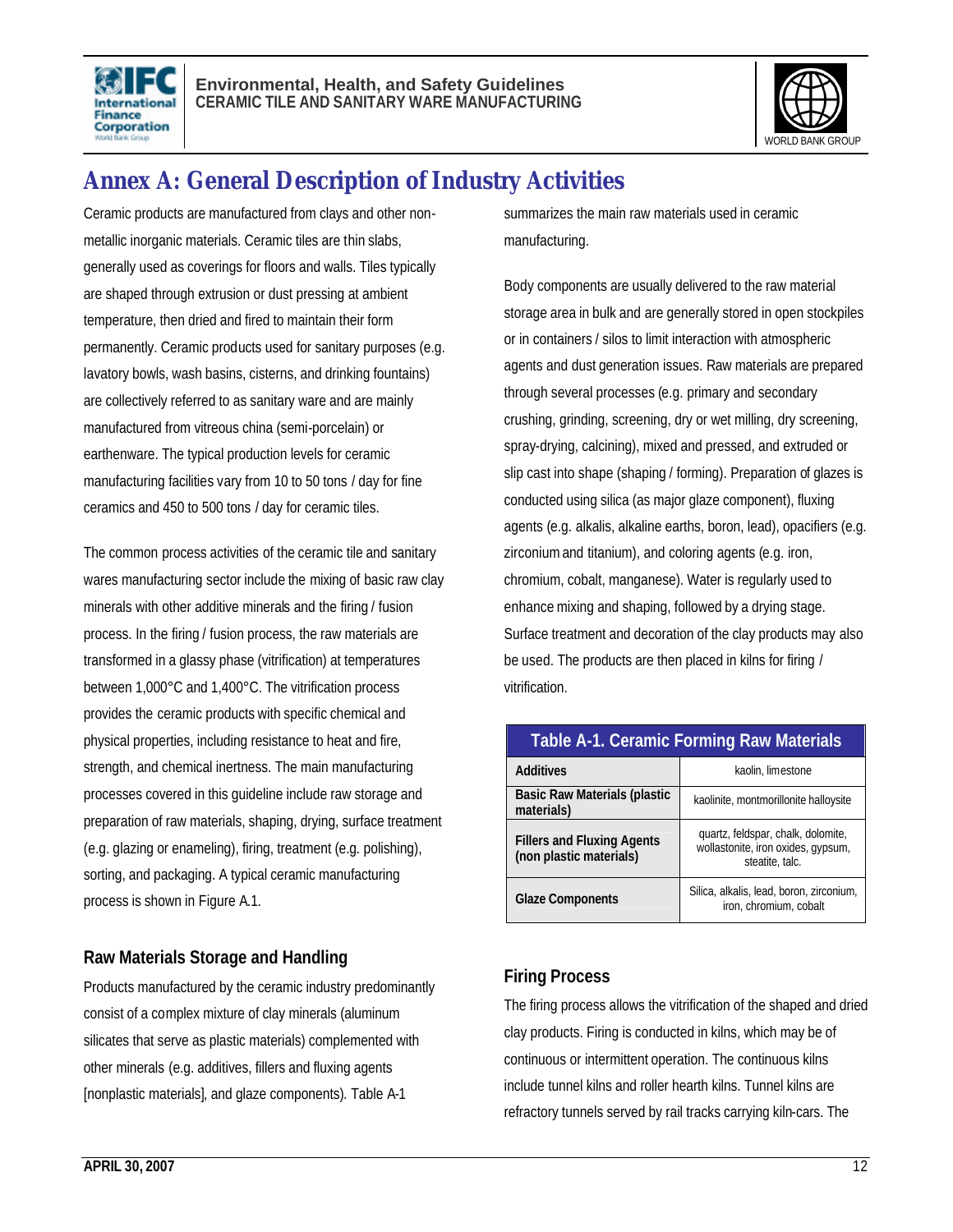# Annex A: General Description of Industry Activities

Ceramic products are manufactured from clays and other non-metallic inorganic materials. Ceramic tiles are thin slabs, generally used as coverings for floors and walls. Tiles typically are shaped through extrusion or dust pressing at ambient temperature, then dried and fired to maintain their form permanently. Ceramic products used for sanitary purposes (e.g. lavatory bowls, wash basins, cisterns, and drinking fountains) are collectively referred to as sanitary ware and are mainly manufactured from vitreous china (semi-porcelain) or earthenware. The typical production levels for ceramic manufacturing facilities vary from 10 to 50 tons / day for fine ceramics and 450 to 500 tons / day for ceramic tiles.

The common process activities of the ceramic tile and sanitary wares manufacturing sector include the mixing of basic raw clay minerals with other additive minerals and the firing / fusion process. In the firing / fusion process, the raw materials are transformed in a glassy phase (vitrification) at temperatures between 1,000°C and 1,400°C. The vitrification process provides the ceramic products with specific chemical and physical properties, including resistance to heat and fire, strength, and chemical inertness. The main manufacturing processes covered in this guideline include raw storage and preparation of raw materials, shaping, drying, surface treatment (e.g. glazing or enameling), firing, treatment (e.g. polishing), sorting, and packaging. A typical ceramic manufacturing process is shown in Figure A.1.

## Raw Materials Storage and Handling

Products manufactured by the ceramic industry predominantly consist of a complex mixture of clay minerals (aluminum silicates that serve as plastic materials) complemented with other minerals (e.g. additives, fillers and fluxing agents [nonplastic materials], and glaze components). Table A-1 summarizes the main raw materials used in ceramic manufacturing.

Body components are usually delivered to the raw material storage area in bulk and are generally stored in open stockpiles or in containers / silos to limit interaction with atmospheric agents and dust generation issues. Raw materials are prepared through several processes (e.g. primary and secondary crushing, grinding, screening, dry or wet milling, dry screening, spray-drying, calcining), mixed and pressed, and extruded or slip cast into shape (shaping / forming). Preparation of glazes is conducted using silica (as major glaze component), fluxing agents (e.g. alkalis, alkaline earths, boron, lead), opacifiers (e.g. zirconium and titanium), and coloring agents (e.g. iron, chromium, cobalt, manganese). Water is regularly used to enhance mixing and shaping, followed by a drying stage. Surface treatment and decoration of the clay products may also be used. The products are then placed in kilns for firing / vitrification.

| Table A-1. Ceramic Forming Raw Materials | |
|---|---|
| **Additives** | kaolin, limestone |
| **Basic Raw Materials (plastic materials)** | kaolinite, montmorillonite halloysite |
| **Fillers and Fluxing Agents (non plastic materials)** | quartz, feldspar, chalk, dolomite, wollastonite, iron oxides, gypsum, steatite, talc. |
| **Glaze Components** | Silica, alkalis, lead, boron, zirconium, iron, chromium, cobalt |

## Firing Process

The firing process allows the vitrification of the shaped and dried clay products. Firing is conducted in kilns, which may be of continuous or intermittent operation. The continuous kilns include tunnel kilns and roller hearth kilns. Tunnel kilns are refractory tunnels served by rail tracks carrying kiln-cars. The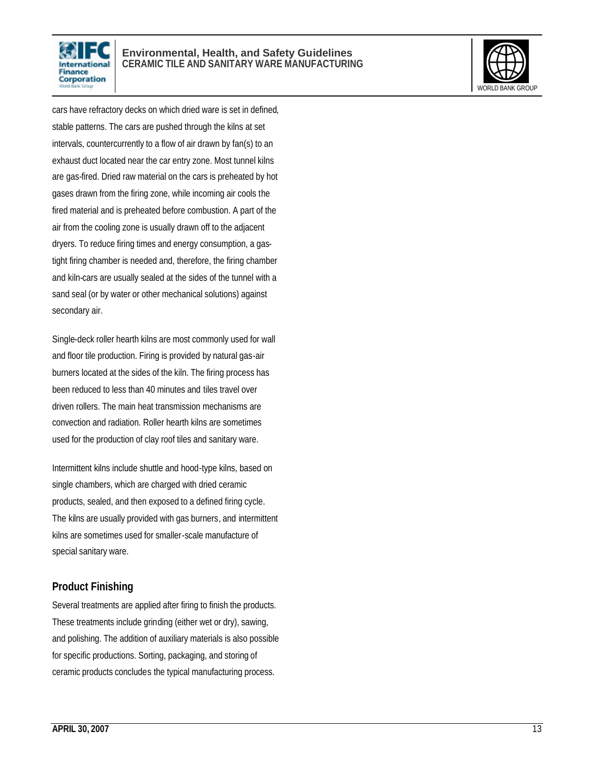cars have refractory decks on which dried ware is set in defined, stable patterns. The cars are pushed through the kilns at set intervals, countercurrently to a flow of air drawn by fan(s) to an exhaust duct located near the car entry zone. Most tunnel kilns are gas-fired. Dried raw material on the cars is preheated by hot gases drawn from the firing zone, while incoming air cools the fired material and is preheated before combustion. A part of the air from the cooling zone is usually drawn off to the adjacent dryers. To reduce firing times and energy consumption, a gas-tight firing chamber is needed and, therefore, the firing chamber and kiln-cars are usually sealed at the sides of the tunnel with a sand seal (or by water or other mechanical solutions) against secondary air.

Single-deck roller hearth kilns are most commonly used for wall and floor tile production. Firing is provided by natural gas-air burners located at the sides of the kiln. The firing process has been reduced to less than 40 minutes and tiles travel over driven rollers. The main heat transmission mechanisms are convection and radiation. Roller hearth kilns are sometimes used for the production of clay roof tiles and sanitary ware.

Intermittent kilns include shuttle and hood-type kilns, based on single chambers, which are charged with dried ceramic products, sealed, and then exposed to a defined firing cycle. The kilns are usually provided with gas burners, and intermittent kilns are sometimes used for smaller-scale manufacture of special sanitary ware.

## Product Finishing

Several treatments are applied after firing to finish the products. These treatments include grinding (either wet or dry), sawing, and polishing. The addition of auxiliary materials is also possible for specific productions. Sorting, packaging, and storing of ceramic products concludes the typical manufacturing process.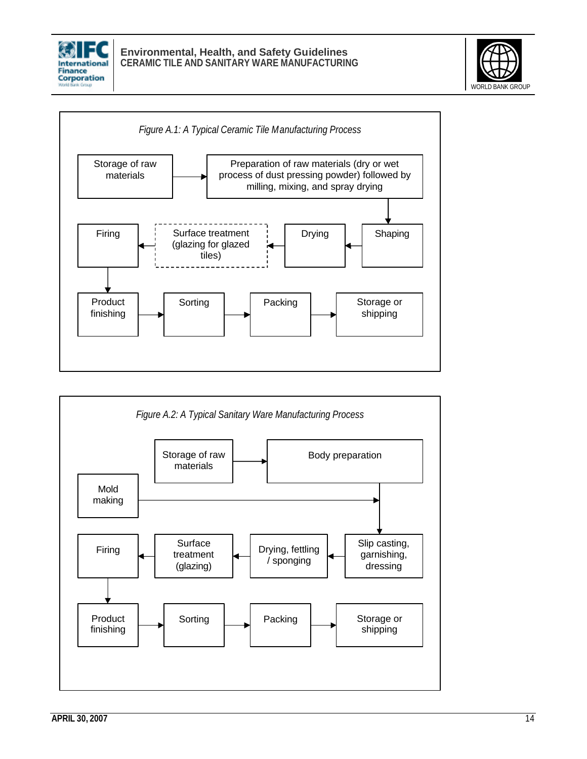*Figure A.1: A Typical Ceramic Tile Manufacturing Process*

Storage of raw materials

Preparation of raw materials (dry or wet process of dust pressing powder) followed by milling, mixing, and spray drying

Shaping

Drying

Surface treatment (glazing for glazed tiles)

Firing

Product finishing

Sorting

Packing

Storage or shipping

*Figure A.2: A Typical Sanitary Ware Manufacturing Process*

Storage of raw materials

Body preparation

Mold making

Slip casting, garnishing, dressing

Drying, fettling / sponging

Surface treatment (glazing)

Firing

Product finishing

Sorting

Packing

Storage or shipping